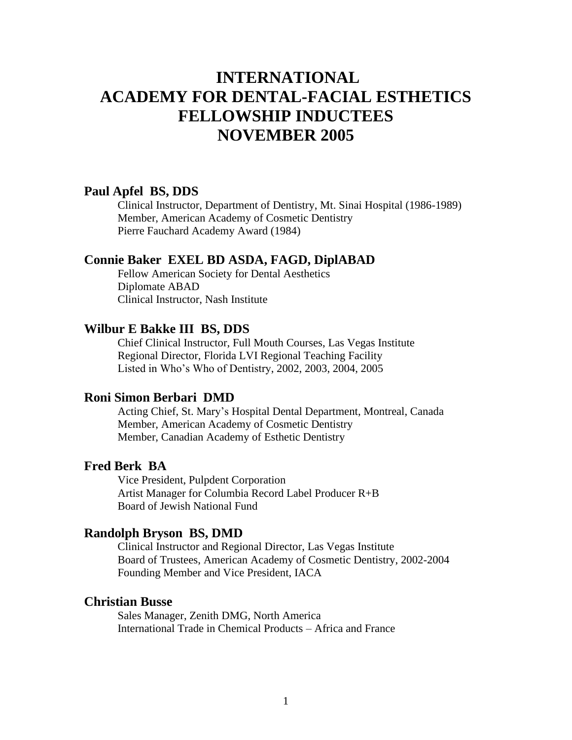# INTERNATIONAL ACADEMY FOR DENTAL-FACIAL ESTHETICS FELLOWSHIP INDUCTEES NOVEMBER 2005

### Paul Apfel  BS, DDS

Clinical Instructor, Department of Dentistry, Mt. Sinai Hospital (1986-1989)
Member, American Academy of Cosmetic Dentistry
Pierre Fauchard Academy Award (1984)

### Connie Baker  EXEL BD ASDA, FAGD, DiplABAD

Fellow American Society for Dental Aesthetics
Diplomate ABAD
Clinical Instructor, Nash Institute

### Wilbur E Bakke III  BS, DDS

Chief Clinical Instructor, Full Mouth Courses, Las Vegas Institute
Regional Director, Florida LVI Regional Teaching Facility
Listed in Who's Who of Dentistry, 2002, 2003, 2004, 2005

### Roni Simon Berbari  DMD

Acting Chief, St. Mary's Hospital Dental Department, Montreal, Canada
Member, American Academy of Cosmetic Dentistry
Member, Canadian Academy of Esthetic Dentistry

### Fred Berk  BA

Vice President, Pulpdent Corporation
Artist Manager for Columbia Record Label Producer R+B
Board of Jewish National Fund

### Randolph Bryson  BS, DMD

Clinical Instructor and Regional Director, Las Vegas Institute
Board of Trustees, American Academy of Cosmetic Dentistry, 2002-2004
Founding Member and Vice President, IACA

### Christian Busse

Sales Manager, Zenith DMG, North America
International Trade in Chemical Products – Africa and France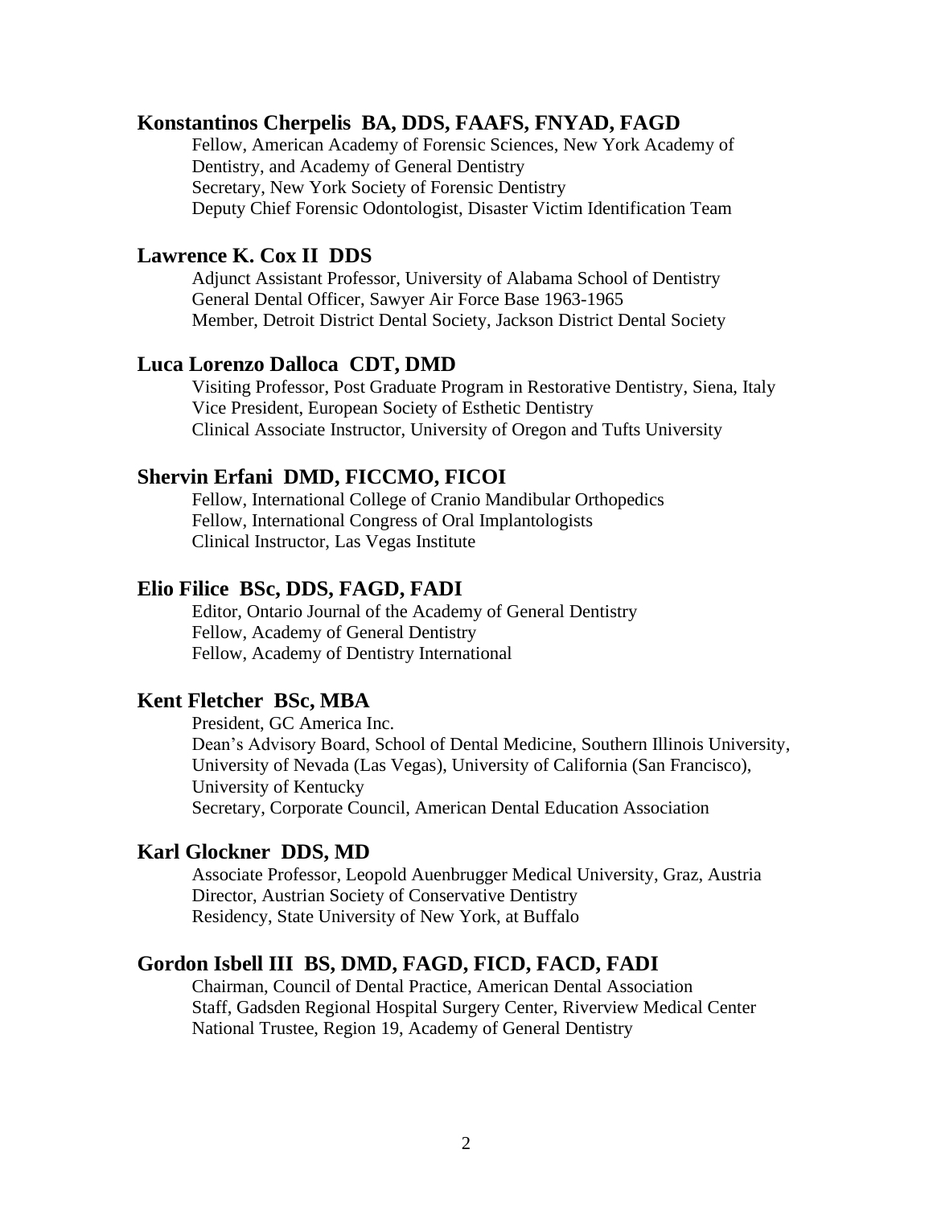**Konstantinos Cherpelis  BA, DDS, FAAFS, FNYAD, FAGD**

Fellow, American Academy of Forensic Sciences, New York Academy of Dentistry, and Academy of General Dentistry
Secretary, New York Society of Forensic Dentistry
Deputy Chief Forensic Odontologist, Disaster Victim Identification Team

**Lawrence K. Cox II  DDS**

Adjunct Assistant Professor, University of Alabama School of Dentistry
General Dental Officer, Sawyer Air Force Base 1963-1965
Member, Detroit District Dental Society, Jackson District Dental Society

**Luca Lorenzo Dalloca  CDT, DMD**

Visiting Professor, Post Graduate Program in Restorative Dentistry, Siena, Italy
Vice President, European Society of Esthetic Dentistry
Clinical Associate Instructor, University of Oregon and Tufts University

**Shervin Erfani  DMD, FICCMO, FICOI**

Fellow, International College of Cranio Mandibular Orthopedics
Fellow, International Congress of Oral Implantologists
Clinical Instructor, Las Vegas Institute

**Elio Filice  BSc, DDS, FAGD, FADI**

Editor, Ontario Journal of the Academy of General Dentistry
Fellow, Academy of General Dentistry
Fellow, Academy of Dentistry International

**Kent Fletcher  BSc, MBA**

President, GC America Inc.
Dean's Advisory Board, School of Dental Medicine, Southern Illinois University, University of Nevada (Las Vegas), University of California (San Francisco), University of Kentucky
Secretary, Corporate Council, American Dental Education Association

**Karl Glockner  DDS, MD**

Associate Professor, Leopold Auenbrugger Medical University, Graz, Austria
Director, Austrian Society of Conservative Dentistry
Residency, State University of New York, at Buffalo

**Gordon Isbell III  BS, DMD, FAGD, FICD, FACD, FADI**

Chairman, Council of Dental Practice, American Dental Association
Staff, Gadsden Regional Hospital Surgery Center, Riverview Medical Center
National Trustee, Region 19, Academy of General Dentistry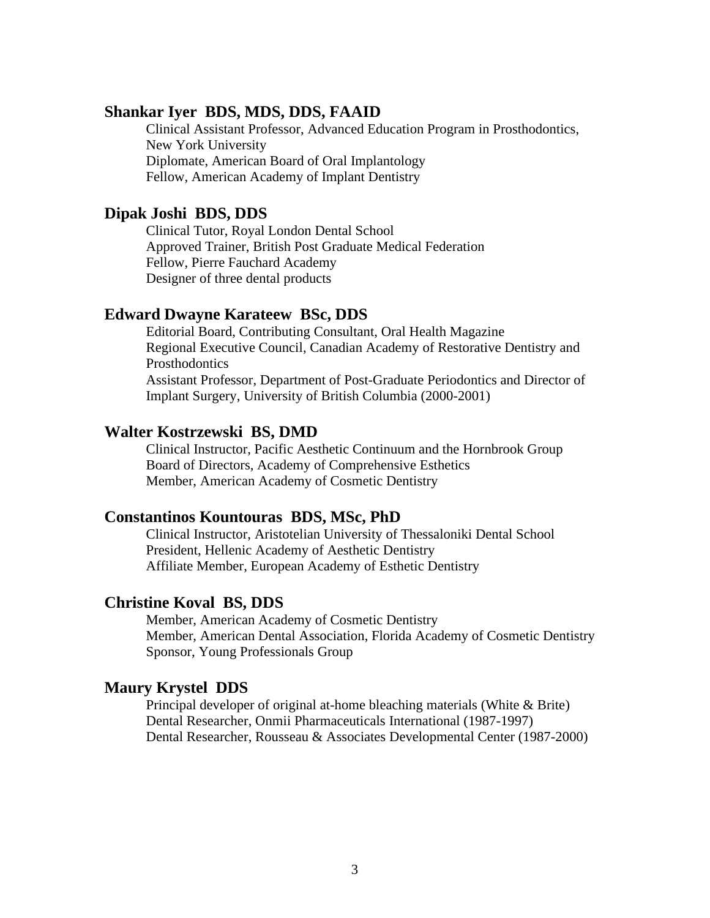**Shankar Iyer  BDS, MDS, DDS, FAAID**

Clinical Assistant Professor, Advanced Education Program in Prosthodontics, New York University
Diplomate, American Board of Oral Implantology
Fellow, American Academy of Implant Dentistry

**Dipak Joshi  BDS, DDS**

Clinical Tutor, Royal London Dental School
Approved Trainer, British Post Graduate Medical Federation
Fellow, Pierre Fauchard Academy
Designer of three dental products

**Edward Dwayne Karateew  BSc, DDS**

Editorial Board, Contributing Consultant, Oral Health Magazine
Regional Executive Council, Canadian Academy of Restorative Dentistry and Prosthodontics
Assistant Professor, Department of Post-Graduate Periodontics and Director of Implant Surgery, University of British Columbia (2000-2001)

**Walter Kostrzewski  BS, DMD**

Clinical Instructor, Pacific Aesthetic Continuum and the Hornbrook Group
Board of Directors, Academy of Comprehensive Esthetics
Member, American Academy of Cosmetic Dentistry

**Constantinos Kountouras  BDS, MSc, PhD**

Clinical Instructor, Aristotelian University of Thessaloniki Dental School
President, Hellenic Academy of Aesthetic Dentistry
Affiliate Member, European Academy of Esthetic Dentistry

**Christine Koval  BS, DDS**

Member, American Academy of Cosmetic Dentistry
Member, American Dental Association, Florida Academy of Cosmetic Dentistry
Sponsor, Young Professionals Group

**Maury Krystel  DDS**

Principal developer of original at-home bleaching materials (White & Brite)
Dental Researcher, Onmii Pharmaceuticals International (1987-1997)
Dental Researcher, Rousseau & Associates Developmental Center (1987-2000)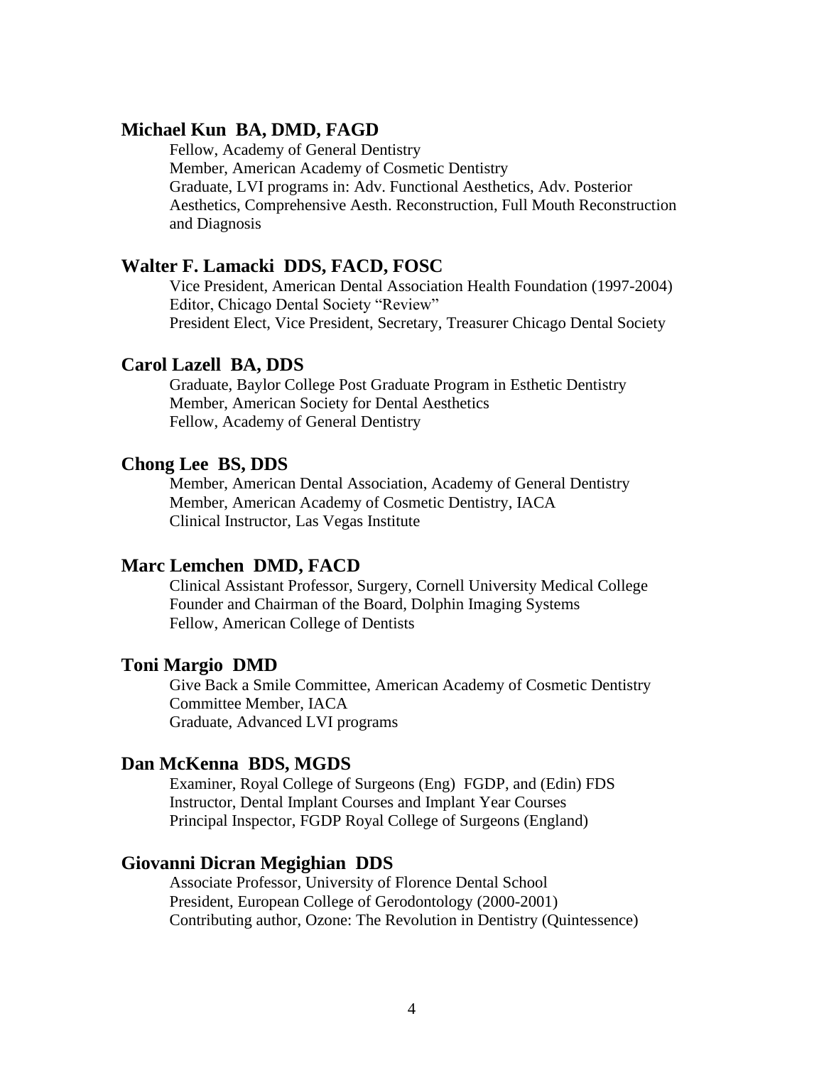### Michael Kun BA, DMD, FAGD

Fellow, Academy of General Dentistry
Member, American Academy of Cosmetic Dentistry
Graduate, LVI programs in: Adv. Functional Aesthetics, Adv. Posterior Aesthetics, Comprehensive Aesth. Reconstruction, Full Mouth Reconstruction and Diagnosis

### Walter F. Lamacki DDS, FACD, FOSC

Vice President, American Dental Association Health Foundation (1997-2004)
Editor, Chicago Dental Society "Review"
President Elect, Vice President, Secretary, Treasurer Chicago Dental Society

### Carol Lazell BA, DDS

Graduate, Baylor College Post Graduate Program in Esthetic Dentistry
Member, American Society for Dental Aesthetics
Fellow, Academy of General Dentistry

### Chong Lee BS, DDS

Member, American Dental Association, Academy of General Dentistry
Member, American Academy of Cosmetic Dentistry, IACA
Clinical Instructor, Las Vegas Institute

### Marc Lemchen DMD, FACD

Clinical Assistant Professor, Surgery, Cornell University Medical College
Founder and Chairman of the Board, Dolphin Imaging Systems
Fellow, American College of Dentists

### Toni Margio DMD

Give Back a Smile Committee, American Academy of Cosmetic Dentistry
Committee Member, IACA
Graduate, Advanced LVI programs

### Dan McKenna BDS, MGDS

Examiner, Royal College of Surgeons (Eng) FGDP, and (Edin) FDS
Instructor, Dental Implant Courses and Implant Year Courses
Principal Inspector, FGDP Royal College of Surgeons (England)

### Giovanni Dicran Megighian DDS

Associate Professor, University of Florence Dental School
President, European College of Gerodontology (2000-2001)
Contributing author, Ozone: The Revolution in Dentistry (Quintessence)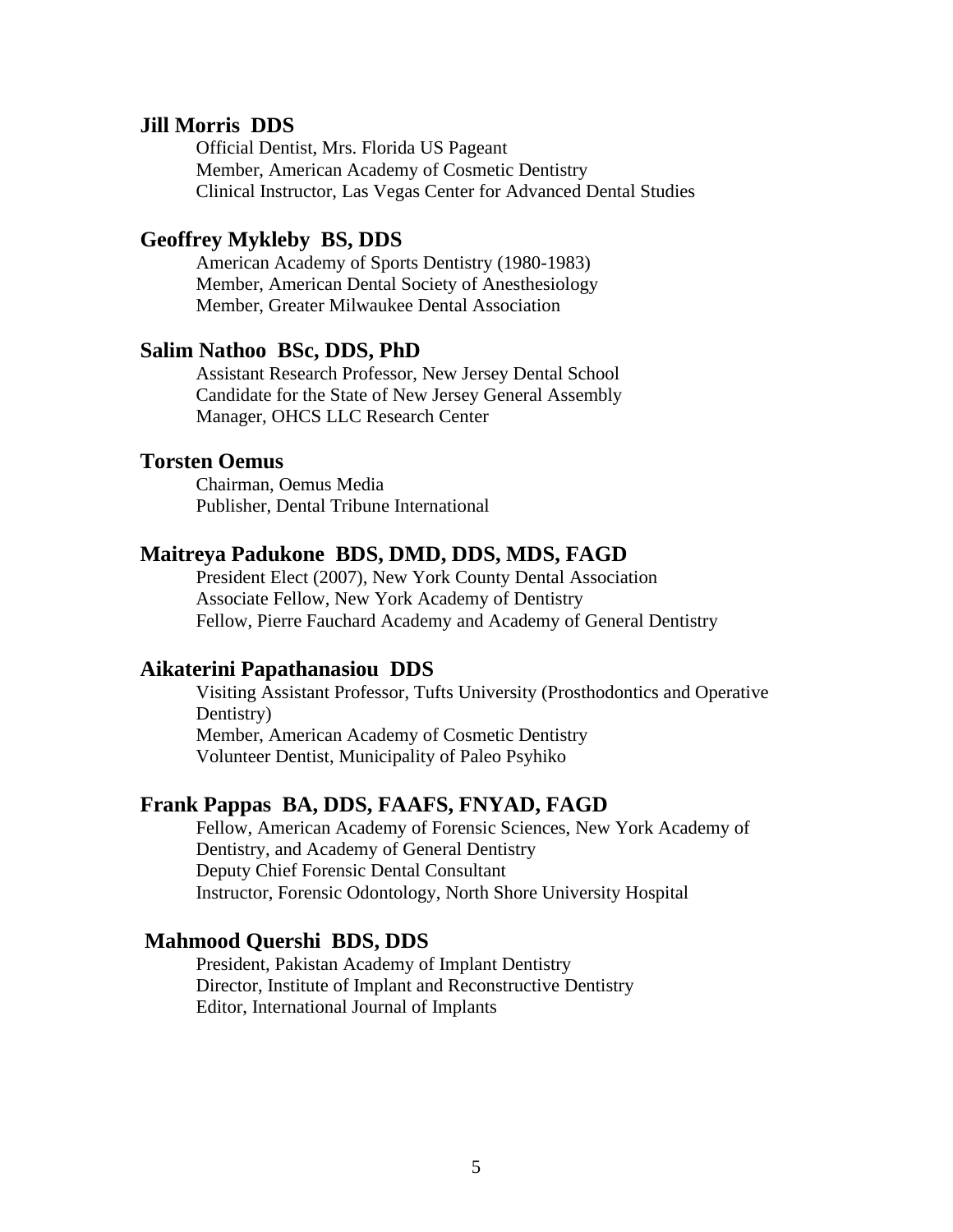**Jill Morris  DDS**

Official Dentist, Mrs. Florida US Pageant
Member, American Academy of Cosmetic Dentistry
Clinical Instructor, Las Vegas Center for Advanced Dental Studies

**Geoffrey Mykleby  BS, DDS**

American Academy of Sports Dentistry (1980-1983)
Member, American Dental Society of Anesthesiology
Member, Greater Milwaukee Dental Association

**Salim Nathoo  BSc, DDS, PhD**

Assistant Research Professor, New Jersey Dental School
Candidate for the State of New Jersey General Assembly
Manager, OHCS LLC Research Center

**Torsten Oemus**

Chairman, Oemus Media
Publisher, Dental Tribune International

**Maitreya Padukone  BDS, DMD, DDS, MDS, FAGD**

President Elect (2007), New York County Dental Association
Associate Fellow, New York Academy of Dentistry
Fellow, Pierre Fauchard Academy and Academy of General Dentistry

**Aikaterini Papathanasiou  DDS**

Visiting Assistant Professor, Tufts University (Prosthodontics and Operative Dentistry)
Member, American Academy of Cosmetic Dentistry
Volunteer Dentist, Municipality of Paleo Psyhiko

**Frank Pappas  BA, DDS, FAAFS, FNYAD, FAGD**

Fellow, American Academy of Forensic Sciences, New York Academy of Dentistry, and Academy of General Dentistry
Deputy Chief Forensic Dental Consultant
Instructor, Forensic Odontology, North Shore University Hospital

**Mahmood Quershi  BDS, DDS**

President, Pakistan Academy of Implant Dentistry
Director, Institute of Implant and Reconstructive Dentistry
Editor, International Journal of Implants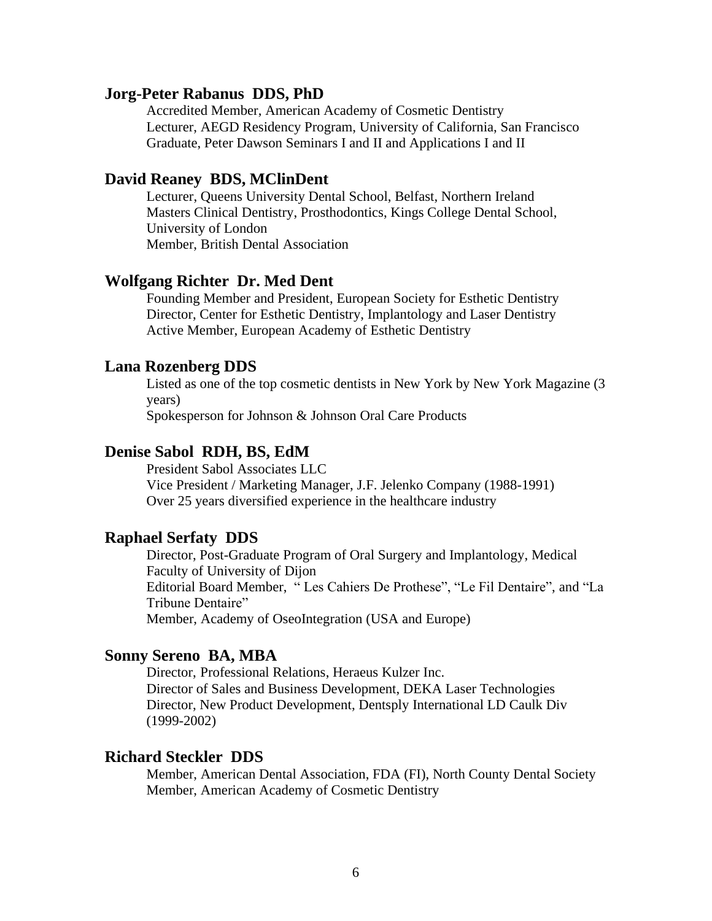**Jorg-Peter Rabanus DDS, PhD**

Accredited Member, American Academy of Cosmetic Dentistry
Lecturer, AEGD Residency Program, University of California, San Francisco
Graduate, Peter Dawson Seminars I and II and Applications I and II

**David Reaney BDS, MClinDent**

Lecturer, Queens University Dental School, Belfast, Northern Ireland
Masters Clinical Dentistry, Prosthodontics, Kings College Dental School, University of London
Member, British Dental Association

**Wolfgang Richter Dr. Med Dent**

Founding Member and President, European Society for Esthetic Dentistry
Director, Center for Esthetic Dentistry, Implantology and Laser Dentistry
Active Member, European Academy of Esthetic Dentistry

**Lana Rozenberg DDS**

Listed as one of the top cosmetic dentists in New York by New York Magazine (3 years)
Spokesperson for Johnson & Johnson Oral Care Products

**Denise Sabol RDH, BS, EdM**

President Sabol Associates LLC
Vice President / Marketing Manager, J.F. Jelenko Company (1988-1991)
Over 25 years diversified experience in the healthcare industry

**Raphael Serfaty DDS**

Director, Post-Graduate Program of Oral Surgery and Implantology, Medical Faculty of University of Dijon
Editorial Board Member, " Les Cahiers De Prothese", "Le Fil Dentaire", and "La Tribune Dentaire"
Member, Academy of OseoIntegration (USA and Europe)

**Sonny Sereno BA, MBA**

Director, Professional Relations, Heraeus Kulzer Inc.
Director of Sales and Business Development, DEKA Laser Technologies
Director, New Product Development, Dentsply International LD Caulk Div (1999-2002)

**Richard Steckler DDS**

Member, American Dental Association, FDA (FI), North County Dental Society
Member, American Academy of Cosmetic Dentistry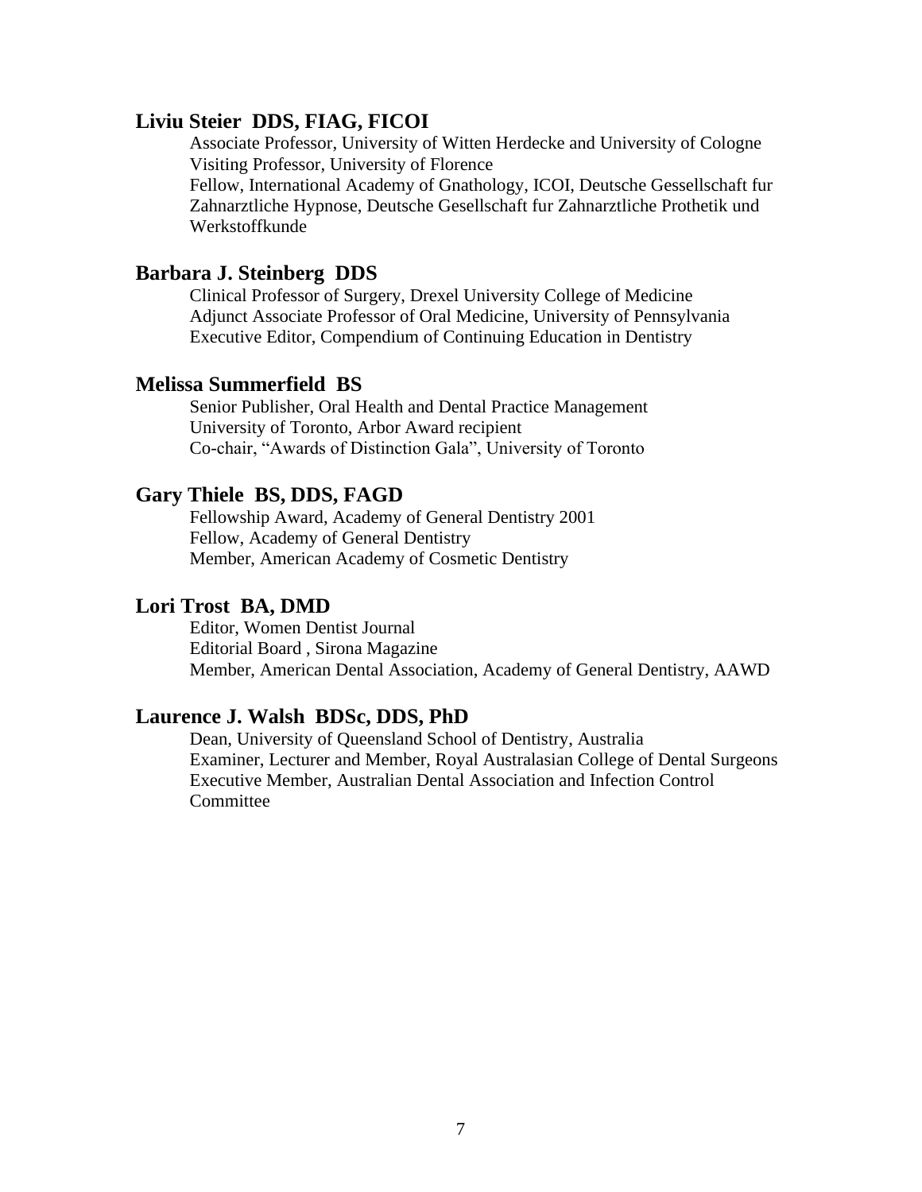**Liviu Steier DDS, FIAG, FICOI**

Associate Professor, University of Witten Herdecke and University of Cologne
Visiting Professor, University of Florence
Fellow, International Academy of Gnathology, ICOI, Deutsche Gessellschaft fur Zahnarztliche Hypnose, Deutsche Gesellschaft fur Zahnarztliche Prothetik und Werkstoffkunde

**Barbara J. Steinberg DDS**

Clinical Professor of Surgery, Drexel University College of Medicine
Adjunct Associate Professor of Oral Medicine, University of Pennsylvania
Executive Editor, Compendium of Continuing Education in Dentistry

**Melissa Summerfield BS**

Senior Publisher, Oral Health and Dental Practice Management
University of Toronto, Arbor Award recipient
Co-chair, "Awards of Distinction Gala", University of Toronto

**Gary Thiele BS, DDS, FAGD**

Fellowship Award, Academy of General Dentistry 2001
Fellow, Academy of General Dentistry
Member, American Academy of Cosmetic Dentistry

**Lori Trost BA, DMD**

Editor, Women Dentist Journal
Editorial Board , Sirona Magazine
Member, American Dental Association, Academy of General Dentistry, AAWD

**Laurence J. Walsh BDSc, DDS, PhD**

Dean, University of Queensland School of Dentistry, Australia
Examiner, Lecturer and Member, Royal Australasian College of Dental Surgeons
Executive Member, Australian Dental Association and Infection Control Committee